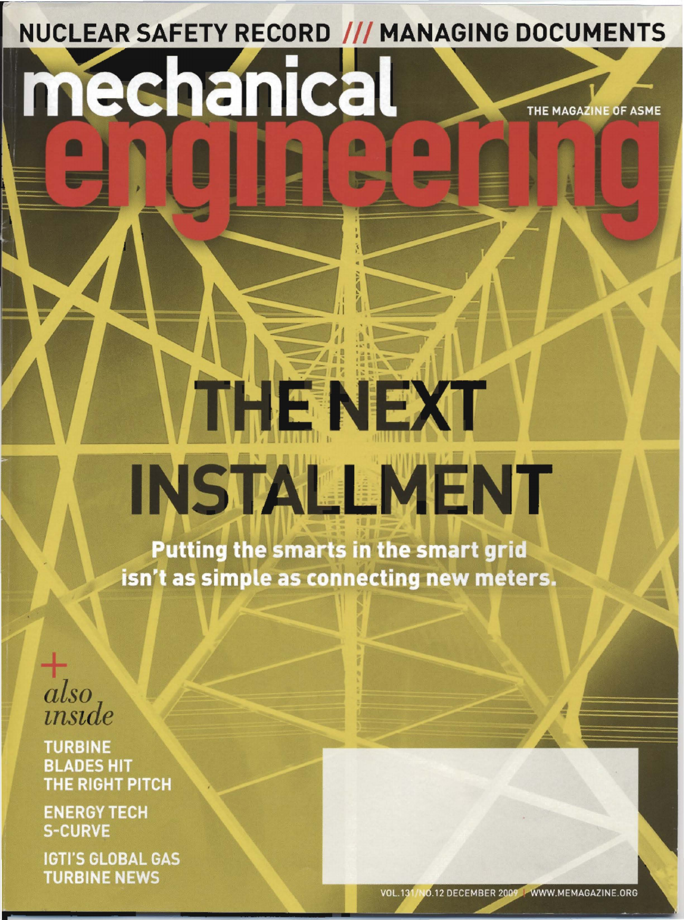NUCLEAR SAFETY RECORD /// MANAGING DOCUMENTS

# mechanical engineering

THE MAGAZINE OF ASME

## THE NEXT INSTALLMENT

**Putting the smarts in the smart grid isn't as simple as connecting new meters.**

+ *also inside*

**TURBINE BLADES HIT THE RIGHT PITCH**

**ENERGY TECH S-CURVE**

**IGTI'S GLOBAL GAS TURBINE NEWS**

VOL.131/NO.12 DECEMBER 2009 | WWW.MEMAGAZINE.ORG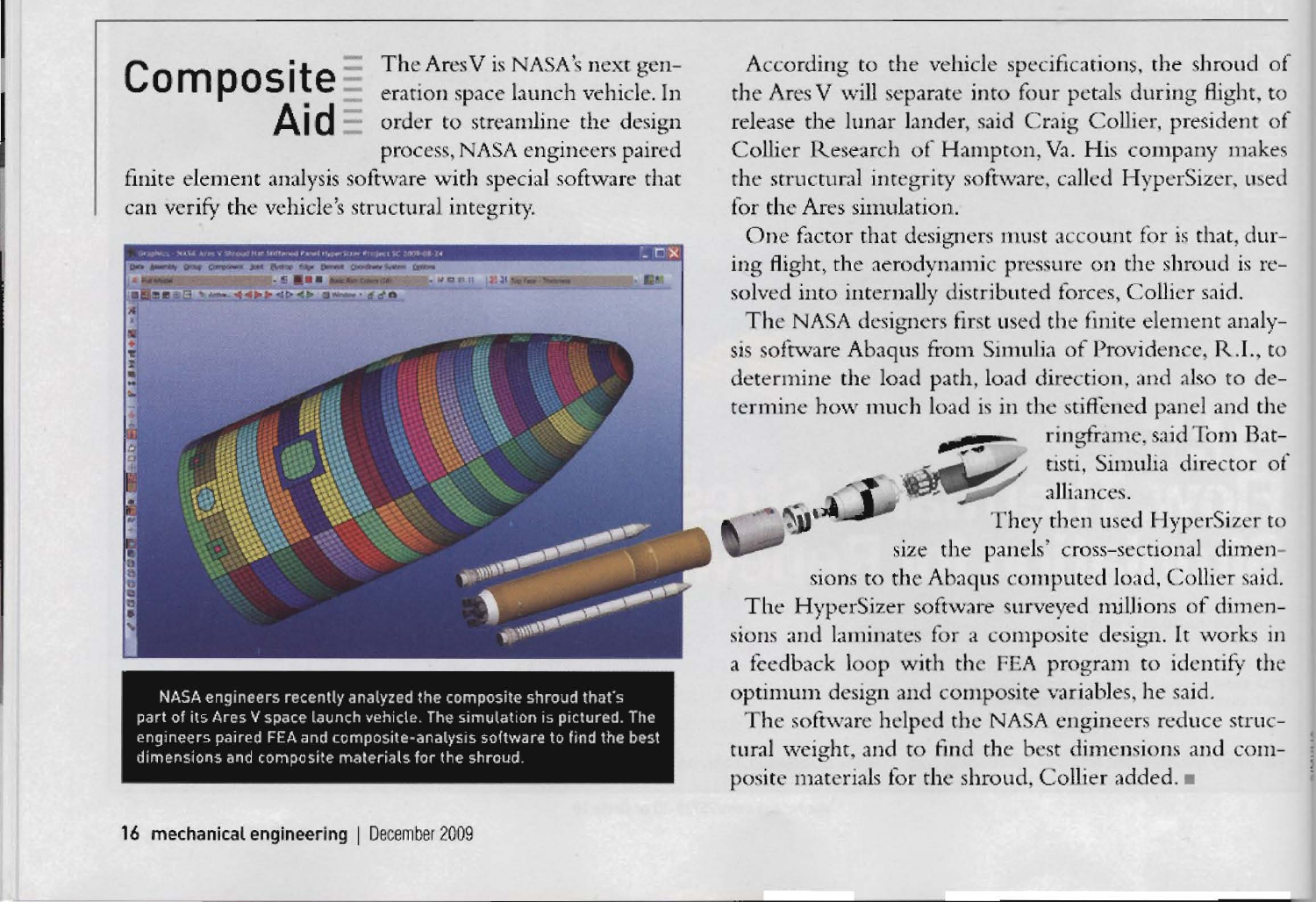# Composite Aid

The Ares V is NASA's next generation space launch vehicle. In order to streamline the design process, NASA engineers paired finite element analysis software with special software that can verify the vehicle's structural integrity.

NASA engineers recently analyzed the composite shroud that's part of its Ares V space launch vehicle. The simulation is pictured. The engineers paired FEA and composite-analysis software to find the best dimensions and composite materials for the shroud.

According to the vehicle specifications, the shroud of the Ares V will separate into four petals during flight, to release the lunar lander, said Craig Collier, president of Collier Research of Hampton, Va. His company makes the structural integrity software, called HyperSizer, used for the Ares simulation.

One factor that designers must account for is that, during flight, the aerodynamic pressure on the shroud is resolved into internally distributed forces, Collier said.

The NASA designers first used the finite element analysis software Abaqus from Simulia of Providence, R.I., to determine the load path, load direction, and also to determine how much load is in the stiffened panel and the ringframe, said Tom Battisti, Simulia director of alliances.

They then used HyperSizer to size the panels' cross-sectional dimensions to the Abaqus computed load, Collier said.

The HyperSizer software surveyed millions of dimensions and laminates for a composite design. It works in a feedback loop with the FEA program to identify the optimum design and composite variables, he said.

The software helped the NASA engineers reduce structural weight, and to find the best dimensions and composite materials for the shroud, Collier added. ■